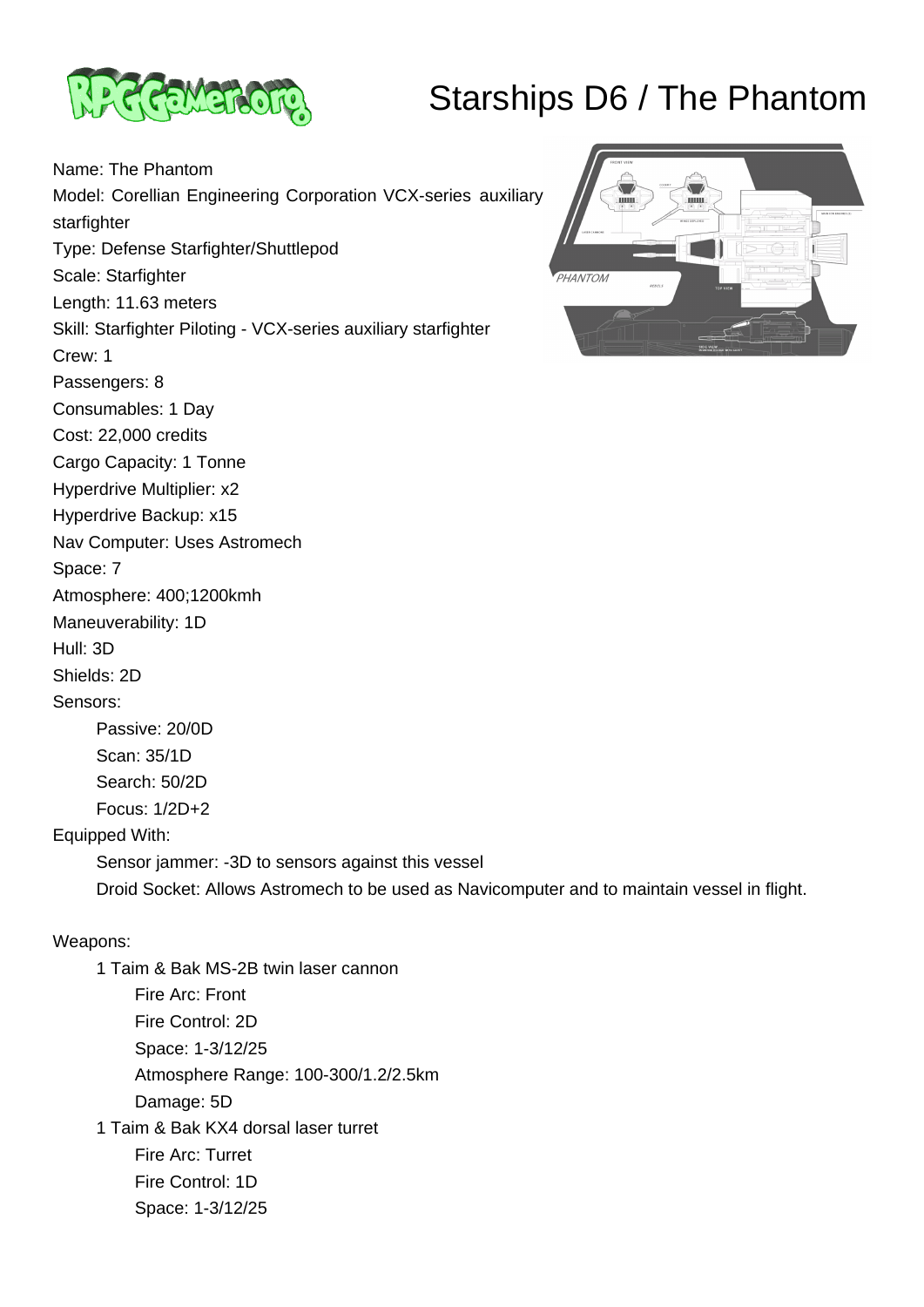# Starships D6 / The Phantom

Name: The Phantom
Model: Corellian Engineering Corporation VCX-series auxiliary starfighter
Type: Defense Starfighter/Shuttlepod
Scale: Starfighter
Length: 11.63 meters
Skill: Starfighter Piloting - VCX-series auxiliary starfighter
Crew: 1
Passengers: 8
Consumables: 1 Day
Cost: 22,000 credits
Cargo Capacity: 1 Tonne
Hyperdrive Multiplier: x2
Hyperdrive Backup: x15
Nav Computer: Uses Astromech
Space: 7
Atmosphere: 400;1200kmh
Maneuverability: 1D
Hull: 3D
Shields: 2D
Sensors:

- Passive: 20/0D
- Scan: 35/1D
- Search: 50/2D
- Focus: 1/2D+2

Equipped With:

- Sensor jammer: -3D to sensors against this vessel
- Droid Socket: Allows Astromech to be used as Navicomputer and to maintain vessel in flight.

Weapons:

- 1 Taim & Bak MS-2B twin laser cannon
  - Fire Arc: Front
  - Fire Control: 2D
  - Space: 1-3/12/25
  - Atmosphere Range: 100-300/1.2/2.5km
  - Damage: 5D
- 1 Taim & Bak KX4 dorsal laser turret
  - Fire Arc: Turret
  - Fire Control: 1D
  - Space: 1-3/12/25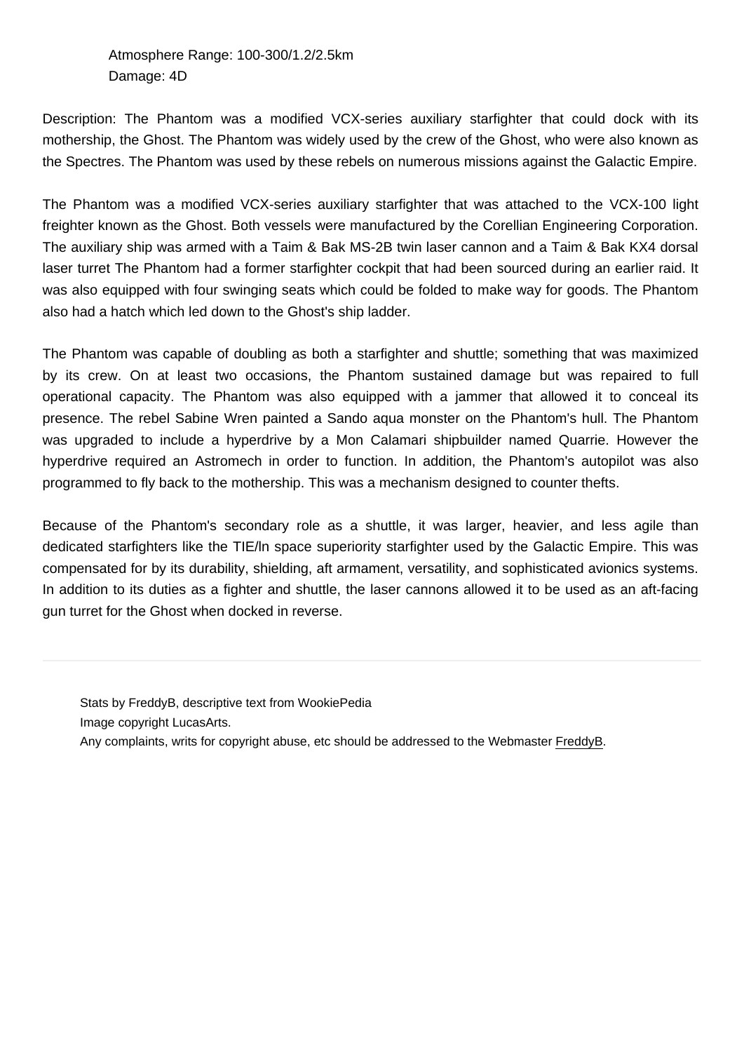Atmosphere Range: 100-300/1.2/2.5km
Damage: 4D

Description: The Phantom was a modified VCX-series auxiliary starfighter that could dock with its mothership, the Ghost. The Phantom was widely used by the crew of the Ghost, who were also known as the Spectres. The Phantom was used by these rebels on numerous missions against the Galactic Empire.

The Phantom was a modified VCX-series auxiliary starfighter that was attached to the VCX-100 light freighter known as the Ghost. Both vessels were manufactured by the Corellian Engineering Corporation. The auxiliary ship was armed with a Taim & Bak MS-2B twin laser cannon and a Taim & Bak KX4 dorsal laser turret The Phantom had a former starfighter cockpit that had been sourced during an earlier raid. It was also equipped with four swinging seats which could be folded to make way for goods. The Phantom also had a hatch which led down to the Ghost's ship ladder.

The Phantom was capable of doubling as both a starfighter and shuttle; something that was maximized by its crew. On at least two occasions, the Phantom sustained damage but was repaired to full operational capacity. The Phantom was also equipped with a jammer that allowed it to conceal its presence. The rebel Sabine Wren painted a Sando aqua monster on the Phantom's hull. The Phantom was upgraded to include a hyperdrive by a Mon Calamari shipbuilder named Quarrie. However the hyperdrive required an Astromech in order to function. In addition, the Phantom's autopilot was also programmed to fly back to the mothership. This was a mechanism designed to counter thefts.

Because of the Phantom's secondary role as a shuttle, it was larger, heavier, and less agile than dedicated starfighters like the TIE/ln space superiority starfighter used by the Galactic Empire. This was compensated for by its durability, shielding, aft armament, versatility, and sophisticated avionics systems. In addition to its duties as a fighter and shuttle, the laser cannons allowed it to be used as an aft-facing gun turret for the Ghost when docked in reverse.

---

Stats by FreddyB, descriptive text from WookiePedia
Image copyright LucasArts.
Any complaints, writs for copyright abuse, etc should be addressed to the Webmaster FreddyB.